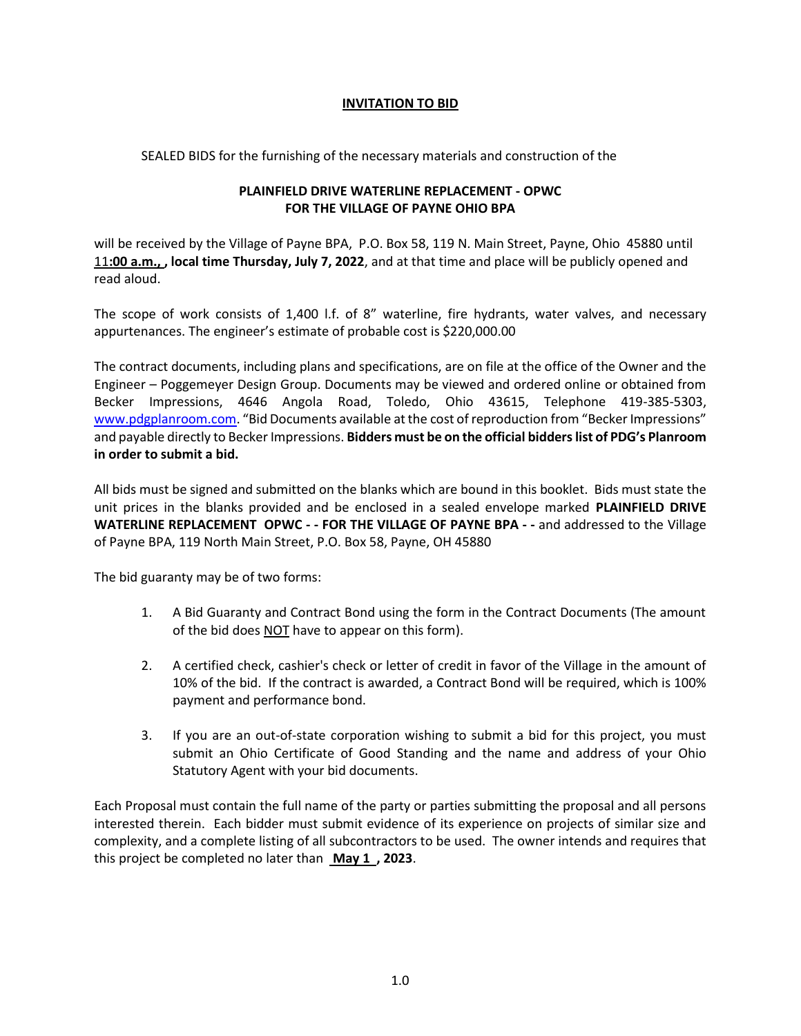# INVITATION TO BID

SEALED BIDS for the furnishing of the necessary materials and construction of the

**PLAINFIELD DRIVE WATERLINE REPLACEMENT - OPWC**
**FOR THE VILLAGE OF PAYNE OHIO BPA**

will be received by the Village of Payne BPA, P.O. Box 58, 119 N. Main Street, Payne, Ohio 45880 until 11**:00 a.m., , local time Thursday, July 7, 2022**, and at that time and place will be publicly opened and read aloud.

The scope of work consists of 1,400 l.f. of 8" waterline, fire hydrants, water valves, and necessary appurtenances. The engineer's estimate of probable cost is $220,000.00

The contract documents, including plans and specifications, are on file at the office of the Owner and the Engineer – Poggemeyer Design Group. Documents may be viewed and ordered online or obtained from Becker Impressions, 4646 Angola Road, Toledo, Ohio 43615, Telephone 419-385-5303, www.pdgplanroom.com. "Bid Documents available at the cost of reproduction from "Becker Impressions" and payable directly to Becker Impressions. **Bidders must be on the official bidders list of PDG's Planroom in order to submit a bid.**

All bids must be signed and submitted on the blanks which are bound in this booklet. Bids must state the unit prices in the blanks provided and be enclosed in a sealed envelope marked **PLAINFIELD DRIVE WATERLINE REPLACEMENT OPWC - - FOR THE VILLAGE OF PAYNE BPA - -** and addressed to the Village of Payne BPA, 119 North Main Street, P.O. Box 58, Payne, OH 45880

The bid guaranty may be of two forms:

1. A Bid Guaranty and Contract Bond using the form in the Contract Documents (The amount of the bid does NOT have to appear on this form).
2. A certified check, cashier's check or letter of credit in favor of the Village in the amount of 10% of the bid. If the contract is awarded, a Contract Bond will be required, which is 100% payment and performance bond.
3. If you are an out-of-state corporation wishing to submit a bid for this project, you must submit an Ohio Certificate of Good Standing and the name and address of your Ohio Statutory Agent with your bid documents.

Each Proposal must contain the full name of the party or parties submitting the proposal and all persons interested therein. Each bidder must submit evidence of its experience on projects of similar size and complexity, and a complete listing of all subcontractors to be used. The owner intends and requires that this project be completed no later than **May 1 , 2023**.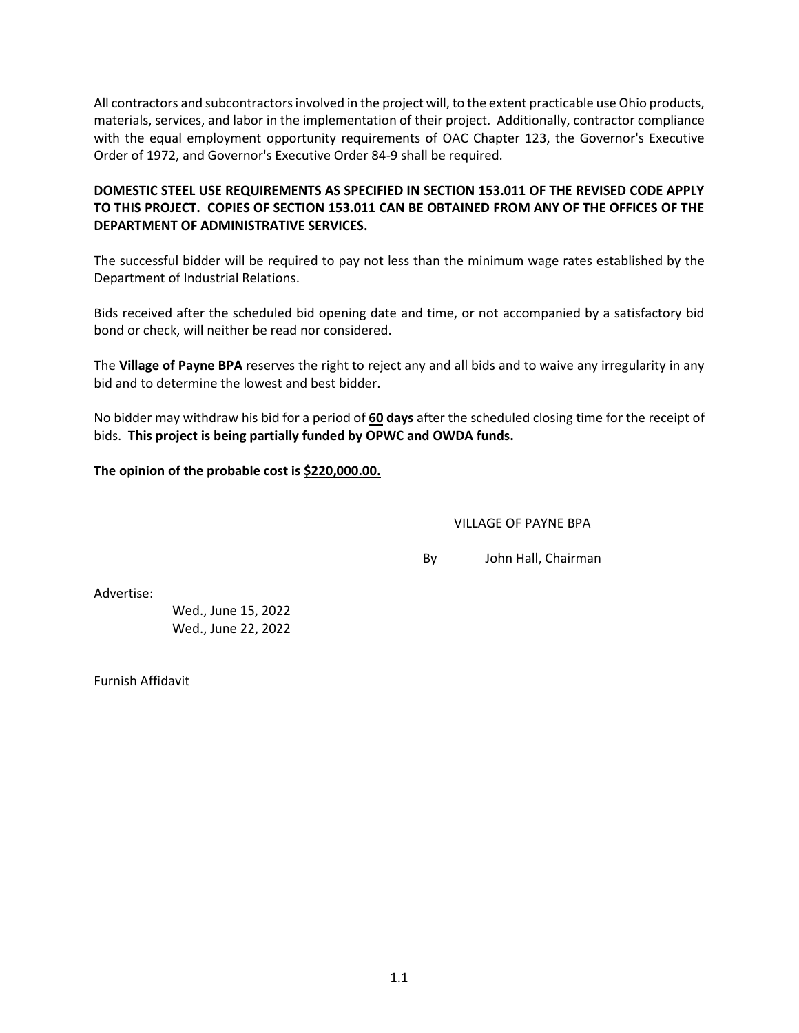All contractors and subcontractors involved in the project will, to the extent practicable use Ohio products, materials, services, and labor in the implementation of their project. Additionally, contractor compliance with the equal employment opportunity requirements of OAC Chapter 123, the Governor's Executive Order of 1972, and Governor's Executive Order 84-9 shall be required.

**DOMESTIC STEEL USE REQUIREMENTS AS SPECIFIED IN SECTION 153.011 OF THE REVISED CODE APPLY TO THIS PROJECT. COPIES OF SECTION 153.011 CAN BE OBTAINED FROM ANY OF THE OFFICES OF THE DEPARTMENT OF ADMINISTRATIVE SERVICES.**

The successful bidder will be required to pay not less than the minimum wage rates established by the Department of Industrial Relations.

Bids received after the scheduled bid opening date and time, or not accompanied by a satisfactory bid bond or check, will neither be read nor considered.

The **Village of Payne BPA** reserves the right to reject any and all bids and to waive any irregularity in any bid and to determine the lowest and best bidder.

No bidder may withdraw his bid for a period of **60 days** after the scheduled closing time for the receipt of bids. **This project is being partially funded by OPWC and OWDA funds.**

**The opinion of the probable cost is $220,000.00.**

VILLAGE OF PAYNE BPA

By John Hall, Chairman

Advertise:

Wed., June 15, 2022
Wed., June 22, 2022

Furnish Affidavit